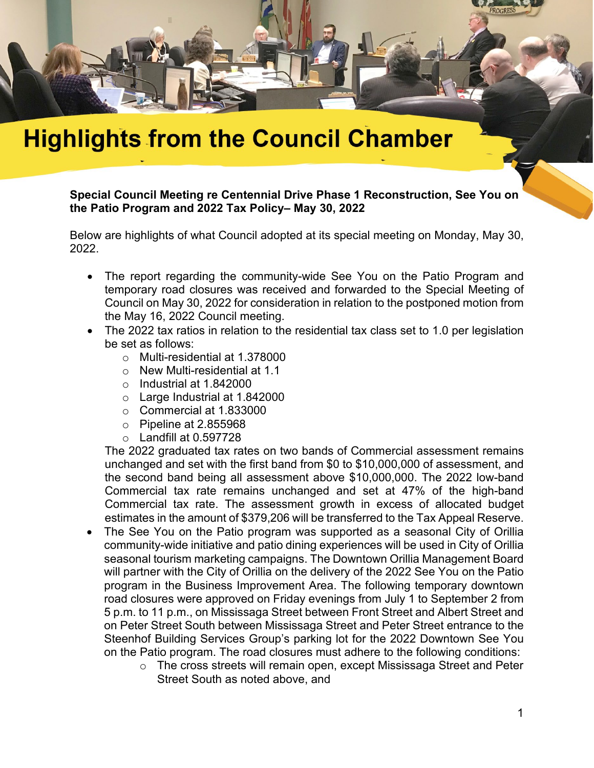# Highlights from the Council Chamber

**Special Council Meeting re Centennial Drive Phase 1 Reconstruction, See You on the Patio Program and 2022 Tax Policy– May 30, 2022**

Below are highlights of what Council adopted at its special meeting on Monday, May 30, 2022.

- The report regarding the community-wide See You on the Patio Program and temporary road closures was received and forwarded to the Special Meeting of Council on May 30, 2022 for consideration in relation to the postponed motion from the May 16, 2022 Council meeting.
- The 2022 tax ratios in relation to the residential tax class set to 1.0 per legislation be set as follows:
  - Multi-residential at 1.378000
  - New Multi-residential at 1.1
  - Industrial at 1.842000
  - Large Industrial at 1.842000
  - Commercial at 1.833000
  - Pipeline at 2.855968
  - Landfill at 0.597728

  The 2022 graduated tax rates on two bands of Commercial assessment remains unchanged and set with the first band from $0 to $10,000,000 of assessment, and the second band being all assessment above $10,000,000. The 2022 low-band Commercial tax rate remains unchanged and set at 47% of the high-band Commercial tax rate. The assessment growth in excess of allocated budget estimates in the amount of $379,206 will be transferred to the Tax Appeal Reserve.
- The See You on the Patio program was supported as a seasonal City of Orillia community-wide initiative and patio dining experiences will be used in City of Orillia seasonal tourism marketing campaigns. The Downtown Orillia Management Board will partner with the City of Orillia on the delivery of the 2022 See You on the Patio program in the Business Improvement Area. The following temporary downtown road closures were approved on Friday evenings from July 1 to September 2 from 5 p.m. to 11 p.m., on Mississaga Street between Front Street and Albert Street and on Peter Street South between Mississaga Street and Peter Street entrance to the Steenhof Building Services Group's parking lot for the 2022 Downtown See You on the Patio program. The road closures must adhere to the following conditions:
  - The cross streets will remain open, except Mississaga Street and Peter Street South as noted above, and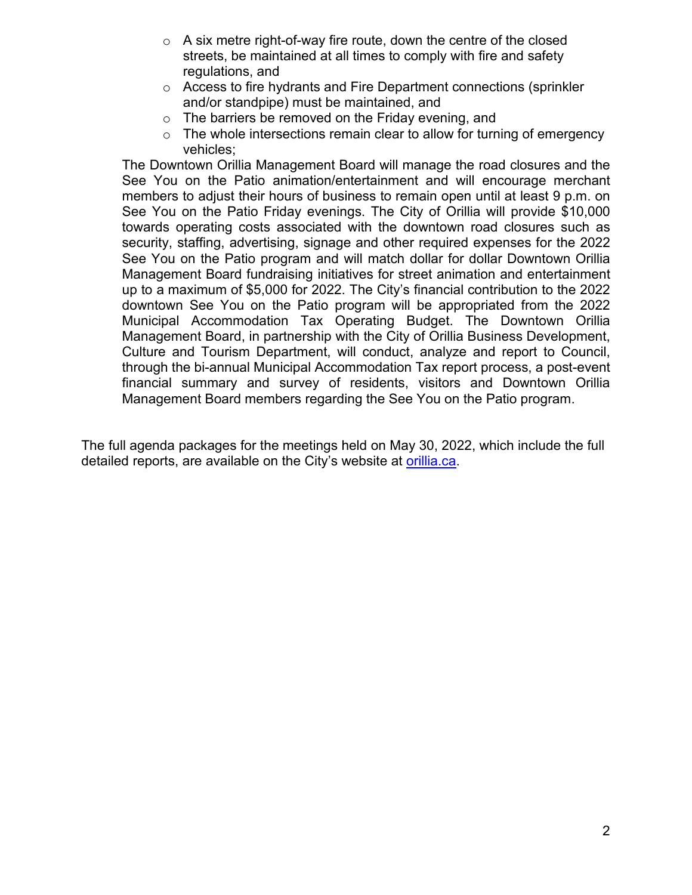- A six metre right-of-way fire route, down the centre of the closed streets, be maintained at all times to comply with fire and safety regulations, and
- Access to fire hydrants and Fire Department connections (sprinkler and/or standpipe) must be maintained, and
- The barriers be removed on the Friday evening, and
- The whole intersections remain clear to allow for turning of emergency vehicles;

The Downtown Orillia Management Board will manage the road closures and the See You on the Patio animation/entertainment and will encourage merchant members to adjust their hours of business to remain open until at least 9 p.m. on See You on the Patio Friday evenings. The City of Orillia will provide $10,000 towards operating costs associated with the downtown road closures such as security, staffing, advertising, signage and other required expenses for the 2022 See You on the Patio program and will match dollar for dollar Downtown Orillia Management Board fundraising initiatives for street animation and entertainment up to a maximum of $5,000 for 2022. The City's financial contribution to the 2022 downtown See You on the Patio program will be appropriated from the 2022 Municipal Accommodation Tax Operating Budget. The Downtown Orillia Management Board, in partnership with the City of Orillia Business Development, Culture and Tourism Department, will conduct, analyze and report to Council, through the bi-annual Municipal Accommodation Tax report process, a post-event financial summary and survey of residents, visitors and Downtown Orillia Management Board members regarding the See You on the Patio program.

The full agenda packages for the meetings held on May 30, 2022, which include the full detailed reports, are available on the City's website at [orillia.ca](orillia.ca).